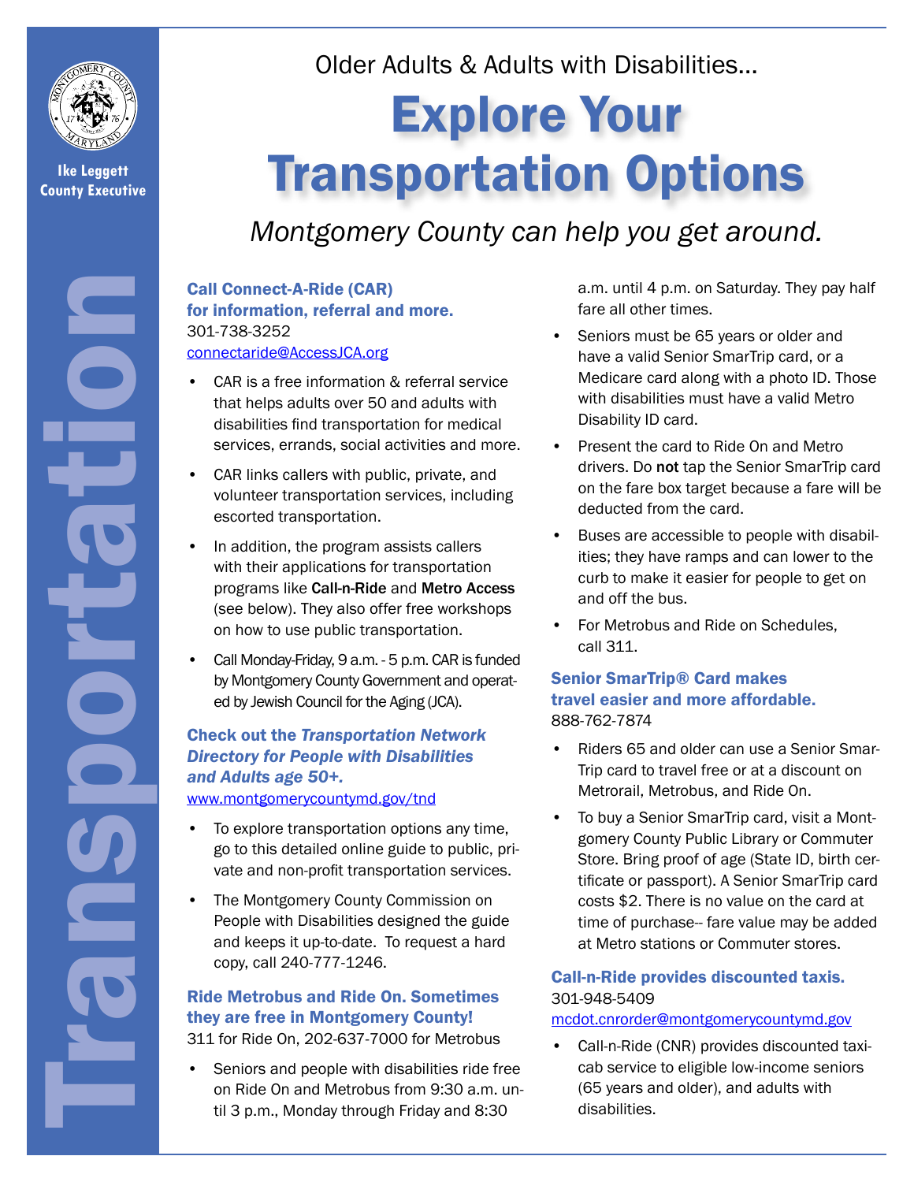Ike Leggett
County Executive

Older Adults & Adults with Disabilities...

# Explore Your Transportation Options

*Montgomery County can help you get around.*

Transportation

### Call Connect-A-Ride (CAR) for information, referral and more.

301-738-3252
connectaride@AccessJCA.org

- CAR is a free information & referral service that helps adults over 50 and adults with disabilities find transportation for medical services, errands, social activities and more.
- CAR links callers with public, private, and volunteer transportation services, including escorted transportation.
- In addition, the program assists callers with their applications for transportation programs like **Call-n-Ride** and **Metro Access** (see below). They also offer free workshops on how to use public transportation.
- Call Monday-Friday, 9 a.m. - 5 p.m. CAR is funded by Montgomery County Government and operated by Jewish Council for the Aging (JCA).

### Check out the *Transportation Network Directory for People with Disabilities and Adults age 50+.*

www.montgomerycountymd.gov/tnd

- To explore transportation options any time, go to this detailed online guide to public, private and non-profit transportation services.
- The Montgomery County Commission on People with Disabilities designed the guide and keeps it up-to-date. To request a hard copy, call 240-777-1246.

### Ride Metrobus and Ride On. Sometimes they are free in Montgomery County!

311 for Ride On, 202-637-7000 for Metrobus

- Seniors and people with disabilities ride free on Ride On and Metrobus from 9:30 a.m. until 3 p.m., Monday through Friday and 8:30 a.m. until 4 p.m. on Saturday. They pay half fare all other times.
- Seniors must be 65 years or older and have a valid Senior SmarTrip card, or a Medicare card along with a photo ID. Those with disabilities must have a valid Metro Disability ID card.
- Present the card to Ride On and Metro drivers. Do **not** tap the Senior SmarTrip card on the fare box target because a fare will be deducted from the card.
- Buses are accessible to people with disabilities; they have ramps and can lower to the curb to make it easier for people to get on and off the bus.
- For Metrobus and Ride on Schedules, call 311.

### Senior SmarTrip® Card makes travel easier and more affordable.

888-762-7874

- Riders 65 and older can use a Senior SmarTrip card to travel free or at a discount on Metrorail, Metrobus, and Ride On.
- To buy a Senior SmarTrip card, visit a Montgomery County Public Library or Commuter Store. Bring proof of age (State ID, birth certificate or passport). A Senior SmarTrip card costs $2. There is no value on the card at time of purchase-- fare value may be added at Metro stations or Commuter stores.

### Call-n-Ride provides discounted taxis.

301-948-5409
mcdot.cnrorder@montgomerycountymd.gov

- Call-n-Ride (CNR) provides discounted taxicab service to eligible low-income seniors (65 years and older), and adults with disabilities.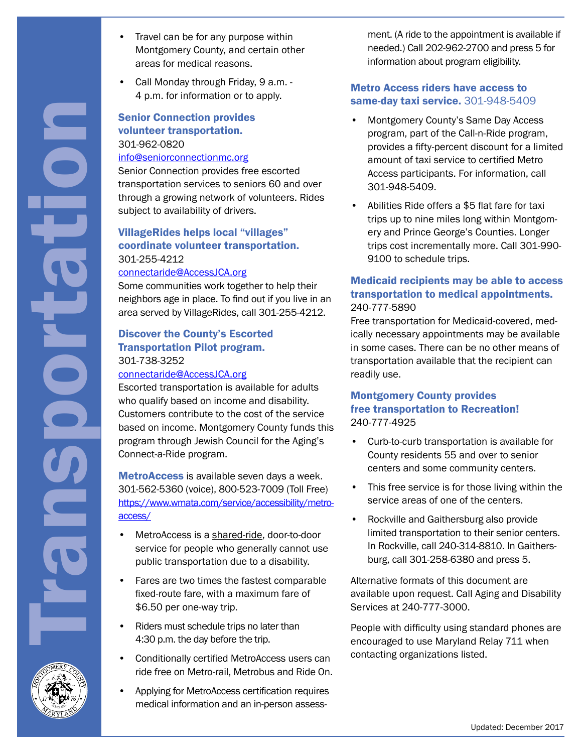# Transportation

- Travel can be for any purpose within Montgomery County, and certain other areas for medical reasons.
- Call Monday through Friday, 9 a.m. - 4 p.m. for information or to apply.

### Senior Connection provides volunteer transportation.

301-962-0820
info@seniorconnectionmc.org

Senior Connection provides free escorted transportation services to seniors 60 and over through a growing network of volunteers. Rides subject to availability of drivers.

### VillageRides helps local "villages" coordinate volunteer transportation.

301-255-4212
connectaride@AccessJCA.org

Some communities work together to help their neighbors age in place. To find out if you live in an area served by VillageRides, call 301-255-4212.

### Discover the County's Escorted Transportation Pilot program.

301-738-3252
connectaride@AccessJCA.org

Escorted transportation is available for adults who qualify based on income and disability. Customers contribute to the cost of the service based on income. Montgomery County funds this program through Jewish Council for the Aging's Connect-a-Ride program.

**MetroAccess** is available seven days a week.
301-562-5360 (voice), 800-523-7009 (Toll Free)
https://www.wmata.com/service/accessibility/metro-access/

- MetroAccess is a shared-ride, door-to-door service for people who generally cannot use public transportation due to a disability.
- Fares are two times the fastest comparable fixed-route fare, with a maximum fare of $6.50 per one-way trip.
- Riders must schedule trips no later than 4:30 p.m. the day before the trip.
- Conditionally certified MetroAccess users can ride free on Metro-rail, Metrobus and Ride On.
- Applying for MetroAccess certification requires medical information and an in-person assessment. (A ride to the appointment is available if needed.) Call 202-962-2700 and press 5 for information about program eligibility.

### Metro Access riders have access to same-day taxi service. 301-948-5409

- Montgomery County's Same Day Access program, part of the Call-n-Ride program, provides a fifty-percent discount for a limited amount of taxi service to certified Metro Access participants. For information, call 301-948-5409.
- Abilities Ride offers a $5 flat fare for taxi trips up to nine miles long within Montgomery and Prince George's Counties. Longer trips cost incrementally more. Call 301-990-9100 to schedule trips.

### Medicaid recipients may be able to access transportation to medical appointments.

240-777-5890

Free transportation for Medicaid-covered, medically necessary appointments may be available in some cases. There can be no other means of transportation available that the recipient can readily use.

### Montgomery County provides free transportation to Recreation!

240-777-4925

- Curb-to-curb transportation is available for County residents 55 and over to senior centers and some community centers.
- This free service is for those living within the service areas of one of the centers.
- Rockville and Gaithersburg also provide limited transportation to their senior centers. In Rockville, call 240-314-8810. In Gaithersburg, call 301-258-6380 and press 5.

Alternative formats of this document are available upon request. Call Aging and Disability Services at 240-777-3000.

People with difficulty using standard phones are encouraged to use Maryland Relay 711 when contacting organizations listed.

Updated: December 2017